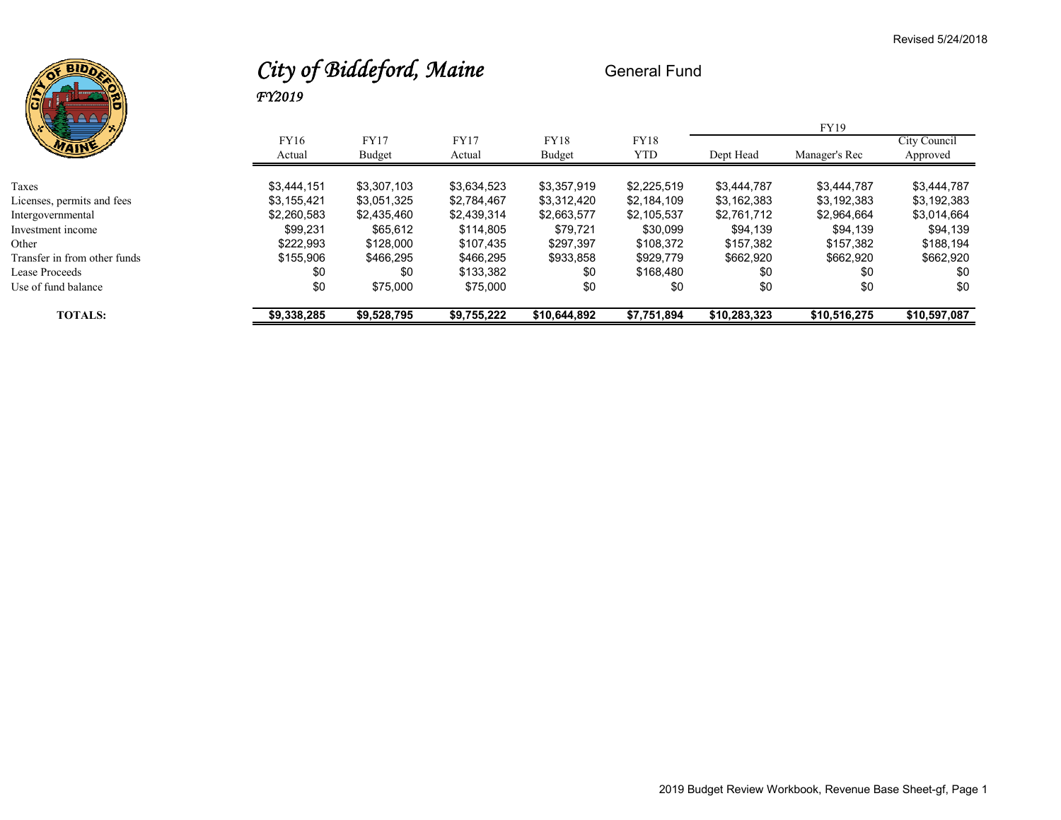Revised 5/24/2018

# City of Biddeford, Maine

*FY2019*

General Fund

| | FY16 | FY17 | FY17 | FY18 | FY18 | FY19 | | |
|---|---|---|---|---|---|---|---|---|
| | Actual | Budget | Actual | Budget | YTD | Dept Head | Manager's Rec | City Council Approved |
| Taxes | $3,444,151 | $3,307,103 | $3,634,523 | $3,357,919 | $2,225,519 | $3,444,787 | $3,444,787 | $3,444,787 |
| Licenses, permits and fees | $3,155,421 | $3,051,325 | $2,784,467 | $3,312,420 | $2,184,109 | $3,162,383 | $3,192,383 | $3,192,383 |
| Intergovernmental | $2,260,583 | $2,435,460 | $2,439,314 | $2,663,577 | $2,105,537 | $2,761,712 | $2,964,664 | $3,014,664 |
| Investment income | $99,231 | $65,612 | $114,805 | $79,721 | $30,099 | $94,139 | $94,139 | $94,139 |
| Other | $222,993 | $128,000 | $107,435 | $297,397 | $108,372 | $157,382 | $157,382 | $188,194 |
| Transfer in from other funds | $155,906 | $466,295 | $466,295 | $933,858 | $929,779 | $662,920 | $662,920 | $662,920 |
| Lease Proceeds | $0 | $0 | $133,382 | $0 | $168,480 | $0 | $0 | $0 |
| Use of fund balance | $0 | $75,000 | $75,000 | $0 | $0 | $0 | $0 | $0 |
| **TOTALS:** | **$9,338,285** | **$9,528,795** | **$9,755,222** | **$10,644,892** | **$7,751,894** | **$10,283,323** | **$10,516,275** | **$10,597,087** |

2019 Budget Review Workbook, Revenue Base Sheet-gf, Page 1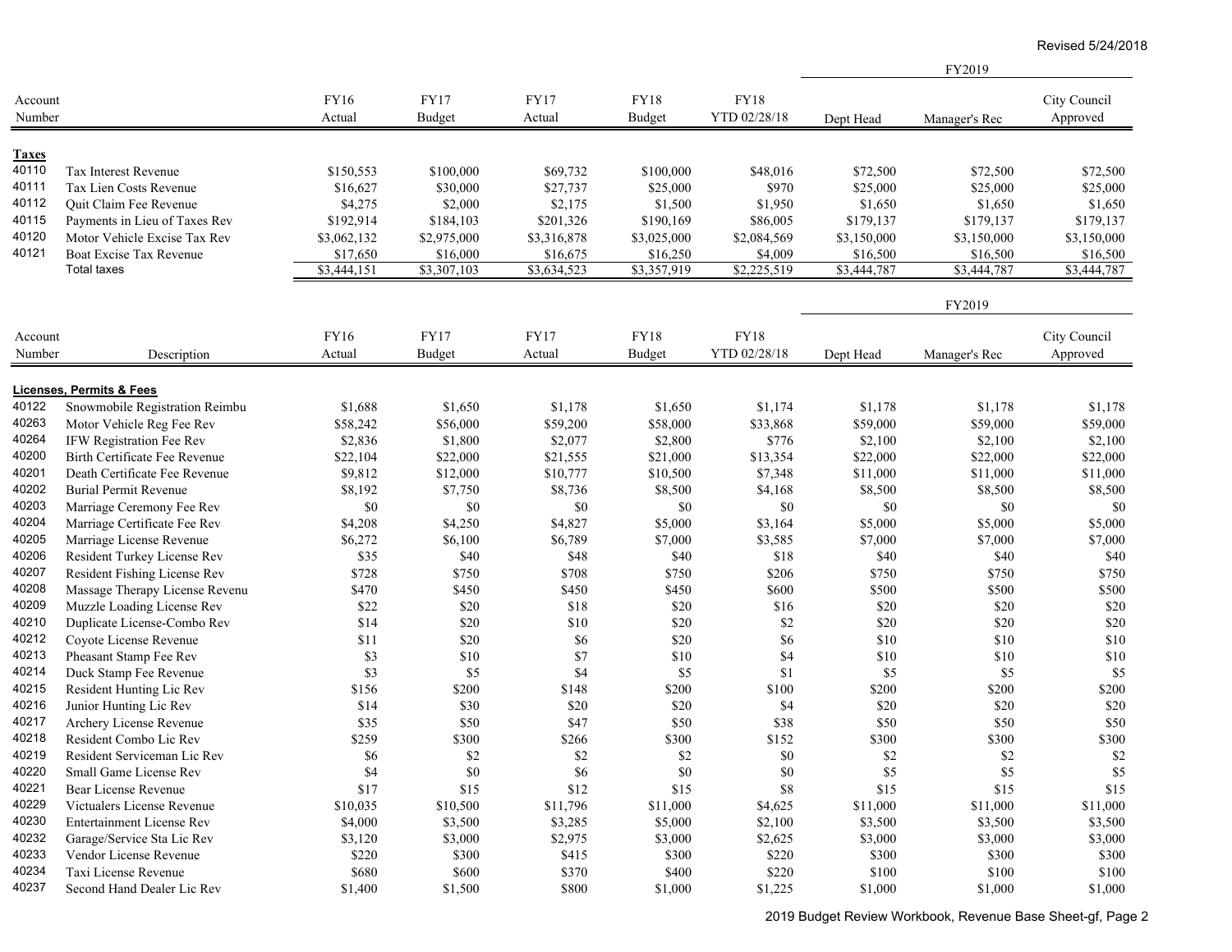Revised 5/24/2018

| Account Number | | FY16 Actual | FY17 Budget | FY17 Actual | FY18 Budget | FY18 YTD 02/28/18 | FY2019 Dept Head | FY2019 Manager's Rec | FY2019 City Council Approved |
|---|---|---|---|---|---|---|---|---|---|
| **Taxes** | | | | | | | | | |
| 40110 | Tax Interest Revenue | $150,553 | $100,000 | $69,732 | $100,000 | $48,016 | $72,500 | $72,500 | $72,500 |
| 40111 | Tax Lien Costs Revenue | $16,627 | $30,000 | $27,737 | $25,000 | $970 | $25,000 | $25,000 | $25,000 |
| 40112 | Quit Claim Fee Revenue | $4,275 | $2,000 | $2,175 | $1,500 | $1,950 | $1,650 | $1,650 | $1,650 |
| 40115 | Payments in Lieu of Taxes Rev | $192,914 | $184,103 | $201,326 | $190,169 | $86,005 | $179,137 | $179,137 | $179,137 |
| 40120 | Motor Vehicle Excise Tax Rev | $3,062,132 | $2,975,000 | $3,316,878 | $3,025,000 | $2,084,569 | $3,150,000 | $3,150,000 | $3,150,000 |
| 40121 | Boat Excise Tax Revenue | $17,650 | $16,000 | $16,675 | $16,250 | $4,009 | $16,500 | $16,500 | $16,500 |
| | Total taxes | $3,444,151 | $3,307,103 | $3,634,523 | $3,357,919 | $2,225,519 | $3,444,787 | $3,444,787 | $3,444,787 |

| Account Number | Description | FY16 Actual | FY17 Budget | FY17 Actual | FY18 Budget | FY18 YTD 02/28/18 | FY2019 Dept Head | FY2019 Manager's Rec | FY2019 City Council Approved |
|---|---|---|---|---|---|---|---|---|---|
| **Licenses, Permits & Fees** | | | | | | | | | |
| 40122 | Snowmobile Registration Reimbu | $1,688 | $1,650 | $1,178 | $1,650 | $1,174 | $1,178 | $1,178 | $1,178 |
| 40263 | Motor Vehicle Reg Fee Rev | $58,242 | $56,000 | $59,200 | $58,000 | $33,868 | $59,000 | $59,000 | $59,000 |
| 40264 | IFW Registration Fee Rev | $2,836 | $1,800 | $2,077 | $2,800 | $776 | $2,100 | $2,100 | $2,100 |
| 40200 | Birth Certificate Fee Revenue | $22,104 | $22,000 | $21,555 | $21,000 | $13,354 | $22,000 | $22,000 | $22,000 |
| 40201 | Death Certificate Fee Revenue | $9,812 | $12,000 | $10,777 | $10,500 | $7,348 | $11,000 | $11,000 | $11,000 |
| 40202 | Burial Permit Revenue | $8,192 | $7,750 | $8,736 | $8,500 | $4,168 | $8,500 | $8,500 | $8,500 |
| 40203 | Marriage Ceremony Fee Rev | $0 | $0 | $0 | $0 | $0 | $0 | $0 | $0 |
| 40204 | Marriage Certificate Fee Rev | $4,208 | $4,250 | $4,827 | $5,000 | $3,164 | $5,000 | $5,000 | $5,000 |
| 40205 | Marriage License Revenue | $6,272 | $6,100 | $6,789 | $7,000 | $3,585 | $7,000 | $7,000 | $7,000 |
| 40206 | Resident Turkey License Rev | $35 | $40 | $48 | $40 | $18 | $40 | $40 | $40 |
| 40207 | Resident Fishing License Rev | $728 | $750 | $708 | $750 | $206 | $750 | $750 | $750 |
| 40208 | Massage Therapy License Revenu | $470 | $450 | $450 | $450 | $600 | $500 | $500 | $500 |
| 40209 | Muzzle Loading License Rev | $22 | $20 | $18 | $20 | $16 | $20 | $20 | $20 |
| 40210 | Duplicate License-Combo Rev | $14 | $20 | $10 | $20 | $2 | $20 | $20 | $20 |
| 40212 | Coyote License Revenue | $11 | $20 | $6 | $20 | $6 | $10 | $10 | $10 |
| 40213 | Pheasant Stamp Fee Rev | $3 | $10 | $7 | $10 | $4 | $10 | $10 | $10 |
| 40214 | Duck Stamp Fee Revenue | $3 | $5 | $4 | $5 | $1 | $5 | $5 | $5 |
| 40215 | Resident Hunting Lic Rev | $156 | $200 | $148 | $200 | $100 | $200 | $200 | $200 |
| 40216 | Junior Hunting Lic Rev | $14 | $30 | $20 | $20 | $4 | $20 | $20 | $20 |
| 40217 | Archery License Revenue | $35 | $50 | $47 | $50 | $38 | $50 | $50 | $50 |
| 40218 | Resident Combo Lic Rev | $259 | $300 | $266 | $300 | $152 | $300 | $300 | $300 |
| 40219 | Resident Serviceman Lic Rev | $6 | $2 | $2 | $2 | $0 | $2 | $2 | $2 |
| 40220 | Small Game License Rev | $4 | $0 | $6 | $0 | $0 | $5 | $5 | $5 |
| 40221 | Bear License Revenue | $17 | $15 | $12 | $15 | $8 | $15 | $15 | $15 |
| 40229 | Victualers License Revenue | $10,035 | $10,500 | $11,796 | $11,000 | $4,625 | $11,000 | $11,000 | $11,000 |
| 40230 | Entertainment License Rev | $4,000 | $3,500 | $3,285 | $5,000 | $2,100 | $3,500 | $3,500 | $3,500 |
| 40232 | Garage/Service Sta Lic Rev | $3,120 | $3,000 | $2,975 | $3,000 | $2,625 | $3,000 | $3,000 | $3,000 |
| 40233 | Vendor License Revenue | $220 | $300 | $415 | $300 | $220 | $300 | $300 | $300 |
| 40234 | Taxi License Revenue | $680 | $600 | $370 | $400 | $220 | $100 | $100 | $100 |
| 40237 | Second Hand Dealer Lic Rev | $1,400 | $1,500 | $800 | $1,000 | $1,225 | $1,000 | $1,000 | $1,000 |

2019 Budget Review Workbook, Revenue Base Sheet-gf, Page 2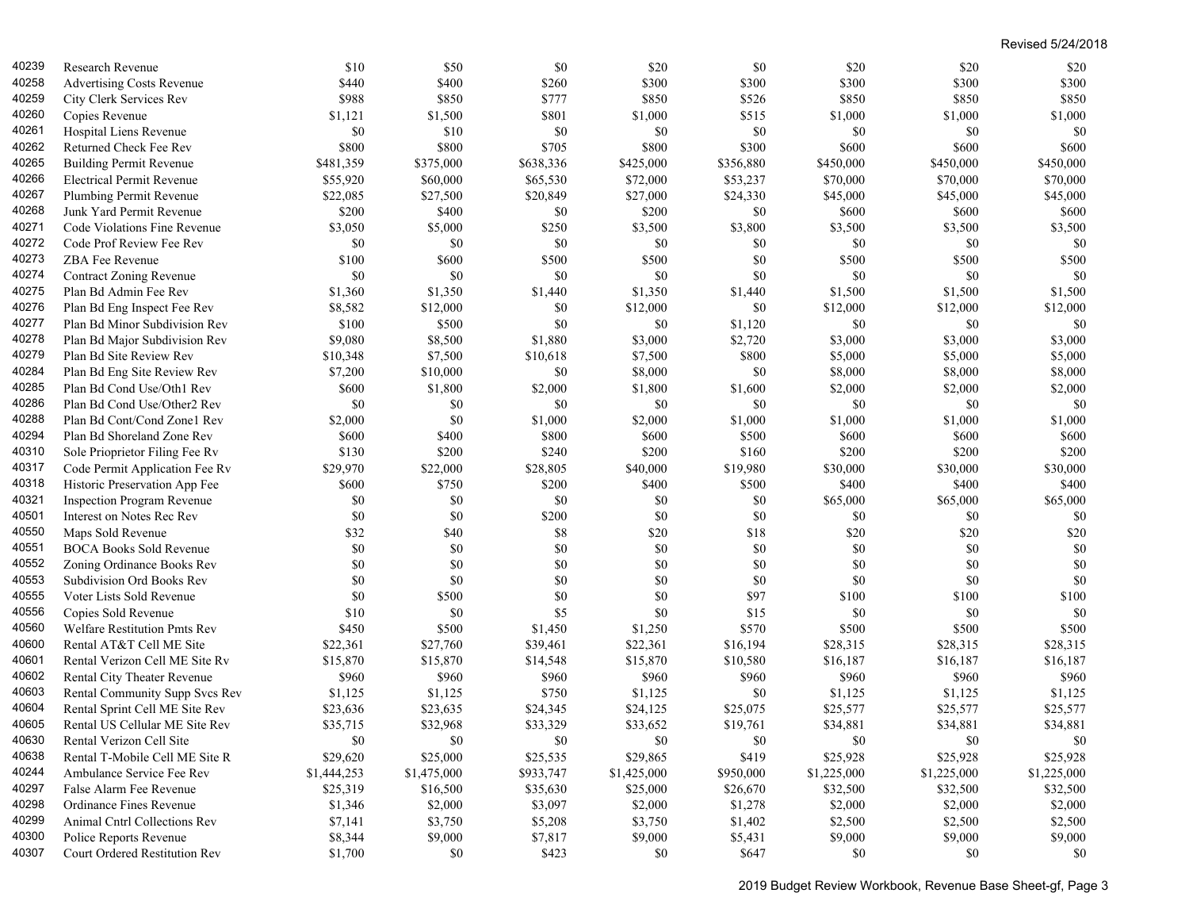Revised 5/24/2018

| | | | | | | | | | |
|---|---|---|---|---|---|---|---|---|---|
| 40239 | Research Revenue | $10 | $50 | $0 | $20 | $0 | $20 | $20 | $20 |
| 40258 | Advertising Costs Revenue | $440 | $400 | $260 | $300 | $300 | $300 | $300 | $300 |
| 40259 | City Clerk Services Rev | $988 | $850 | $777 | $850 | $526 | $850 | $850 | $850 |
| 40260 | Copies Revenue | $1,121 | $1,500 | $801 | $1,000 | $515 | $1,000 | $1,000 | $1,000 |
| 40261 | Hospital Liens Revenue | $0 | $10 | $0 | $0 | $0 | $0 | $0 | $0 |
| 40262 | Returned Check Fee Rev | $800 | $800 | $705 | $800 | $300 | $600 | $600 | $600 |
| 40265 | Building Permit Revenue | $481,359 | $375,000 | $638,336 | $425,000 | $356,880 | $450,000 | $450,000 | $450,000 |
| 40266 | Electrical Permit Revenue | $55,920 | $60,000 | $65,530 | $72,000 | $53,237 | $70,000 | $70,000 | $70,000 |
| 40267 | Plumbing Permit Revenue | $22,085 | $27,500 | $20,849 | $27,000 | $24,330 | $45,000 | $45,000 | $45,000 |
| 40268 | Junk Yard Permit Revenue | $200 | $400 | $0 | $200 | $0 | $600 | $600 | $600 |
| 40271 | Code Violations Fine Revenue | $3,050 | $5,000 | $250 | $3,500 | $3,800 | $3,500 | $3,500 | $3,500 |
| 40272 | Code Prof Review Fee Rev | $0 | $0 | $0 | $0 | $0 | $0 | $0 | $0 |
| 40273 | ZBA Fee Revenue | $100 | $600 | $500 | $500 | $0 | $500 | $500 | $500 |
| 40274 | Contract Zoning Revenue | $0 | $0 | $0 | $0 | $0 | $0 | $0 | $0 |
| 40275 | Plan Bd Admin Fee Rev | $1,360 | $1,350 | $1,440 | $1,350 | $1,440 | $1,500 | $1,500 | $1,500 |
| 40276 | Plan Bd Eng Inspect Fee Rev | $8,582 | $12,000 | $0 | $12,000 | $0 | $12,000 | $12,000 | $12,000 |
| 40277 | Plan Bd Minor Subdivision Rev | $100 | $500 | $0 | $0 | $1,120 | $0 | $0 | $0 |
| 40278 | Plan Bd Major Subdivision Rev | $9,080 | $8,500 | $1,880 | $3,000 | $2,720 | $3,000 | $3,000 | $3,000 |
| 40279 | Plan Bd Site Review Rev | $10,348 | $7,500 | $10,618 | $7,500 | $800 | $5,000 | $5,000 | $5,000 |
| 40284 | Plan Bd Eng Site Review Rev | $7,200 | $10,000 | $0 | $8,000 | $0 | $8,000 | $8,000 | $8,000 |
| 40285 | Plan Bd Cond Use/Oth1 Rev | $600 | $1,800 | $2,000 | $1,800 | $1,600 | $2,000 | $2,000 | $2,000 |
| 40286 | Plan Bd Cond Use/Other2 Rev | $0 | $0 | $0 | $0 | $0 | $0 | $0 | $0 |
| 40288 | Plan Bd Cont/Cond Zone1 Rev | $2,000 | $0 | $1,000 | $2,000 | $1,000 | $1,000 | $1,000 | $1,000 |
| 40294 | Plan Bd Shoreland Zone Rev | $600 | $400 | $800 | $600 | $500 | $600 | $600 | $600 |
| 40310 | Sole Prioprietor Filing Fee Rv | $130 | $200 | $240 | $200 | $160 | $200 | $200 | $200 |
| 40317 | Code Permit Application Fee Rv | $29,970 | $22,000 | $28,805 | $40,000 | $19,980 | $30,000 | $30,000 | $30,000 |
| 40318 | Historic Preservation App Fee | $600 | $750 | $200 | $400 | $500 | $400 | $400 | $400 |
| 40321 | Inspection Program Revenue | $0 | $0 | $0 | $0 | $0 | $65,000 | $65,000 | $65,000 |
| 40501 | Interest on Notes Rec Rev | $0 | $0 | $200 | $0 | $0 | $0 | $0 | $0 |
| 40550 | Maps Sold Revenue | $32 | $40 | $8 | $20 | $18 | $20 | $20 | $20 |
| 40551 | BOCA Books Sold Revenue | $0 | $0 | $0 | $0 | $0 | $0 | $0 | $0 |
| 40552 | Zoning Ordinance Books Rev | $0 | $0 | $0 | $0 | $0 | $0 | $0 | $0 |
| 40553 | Subdivision Ord Books Rev | $0 | $0 | $0 | $0 | $0 | $0 | $0 | $0 |
| 40555 | Voter Lists Sold Revenue | $0 | $500 | $0 | $0 | $97 | $100 | $100 | $100 |
| 40556 | Copies Sold Revenue | $10 | $0 | $5 | $0 | $15 | $0 | $0 | $0 |
| 40560 | Welfare Restitution Pmts Rev | $450 | $500 | $1,450 | $1,250 | $570 | $500 | $500 | $500 |
| 40600 | Rental AT&T Cell ME Site | $22,361 | $27,760 | $39,461 | $22,361 | $16,194 | $28,315 | $28,315 | $28,315 |
| 40601 | Rental Verizon Cell ME Site Rv | $15,870 | $15,870 | $14,548 | $15,870 | $10,580 | $16,187 | $16,187 | $16,187 |
| 40602 | Rental City Theater Revenue | $960 | $960 | $960 | $960 | $960 | $960 | $960 | $960 |
| 40603 | Rental Community Supp Svcs Rev | $1,125 | $1,125 | $750 | $1,125 | $0 | $1,125 | $1,125 | $1,125 |
| 40604 | Rental Sprint Cell ME Site Rev | $23,636 | $23,635 | $24,345 | $24,125 | $25,075 | $25,577 | $25,577 | $25,577 |
| 40605 | Rental US Cellular ME Site Rev | $35,715 | $32,968 | $33,329 | $33,652 | $19,761 | $34,881 | $34,881 | $34,881 |
| 40630 | Rental Verizon Cell Site | $0 | $0 | $0 | $0 | $0 | $0 | $0 | $0 |
| 40638 | Rental T-Mobile Cell ME Site R | $29,620 | $25,000 | $25,535 | $29,865 | $419 | $25,928 | $25,928 | $25,928 |
| 40244 | Ambulance Service Fee Rev | $1,444,253 | $1,475,000 | $933,747 | $1,425,000 | $950,000 | $1,225,000 | $1,225,000 | $1,225,000 |
| 40297 | False Alarm Fee Revenue | $25,319 | $16,500 | $35,630 | $25,000 | $26,670 | $32,500 | $32,500 | $32,500 |
| 40298 | Ordinance Fines Revenue | $1,346 | $2,000 | $3,097 | $2,000 | $1,278 | $2,000 | $2,000 | $2,000 |
| 40299 | Animal Cntrl Collections Rev | $7,141 | $3,750 | $5,208 | $3,750 | $1,402 | $2,500 | $2,500 | $2,500 |
| 40300 | Police Reports Revenue | $8,344 | $9,000 | $7,817 | $9,000 | $5,431 | $9,000 | $9,000 | $9,000 |
| 40307 | Court Ordered Restitution Rev | $1,700 | $0 | $423 | $0 | $647 | $0 | $0 | $0 |

2019 Budget Review Workbook, Revenue Base Sheet-gf, Page 3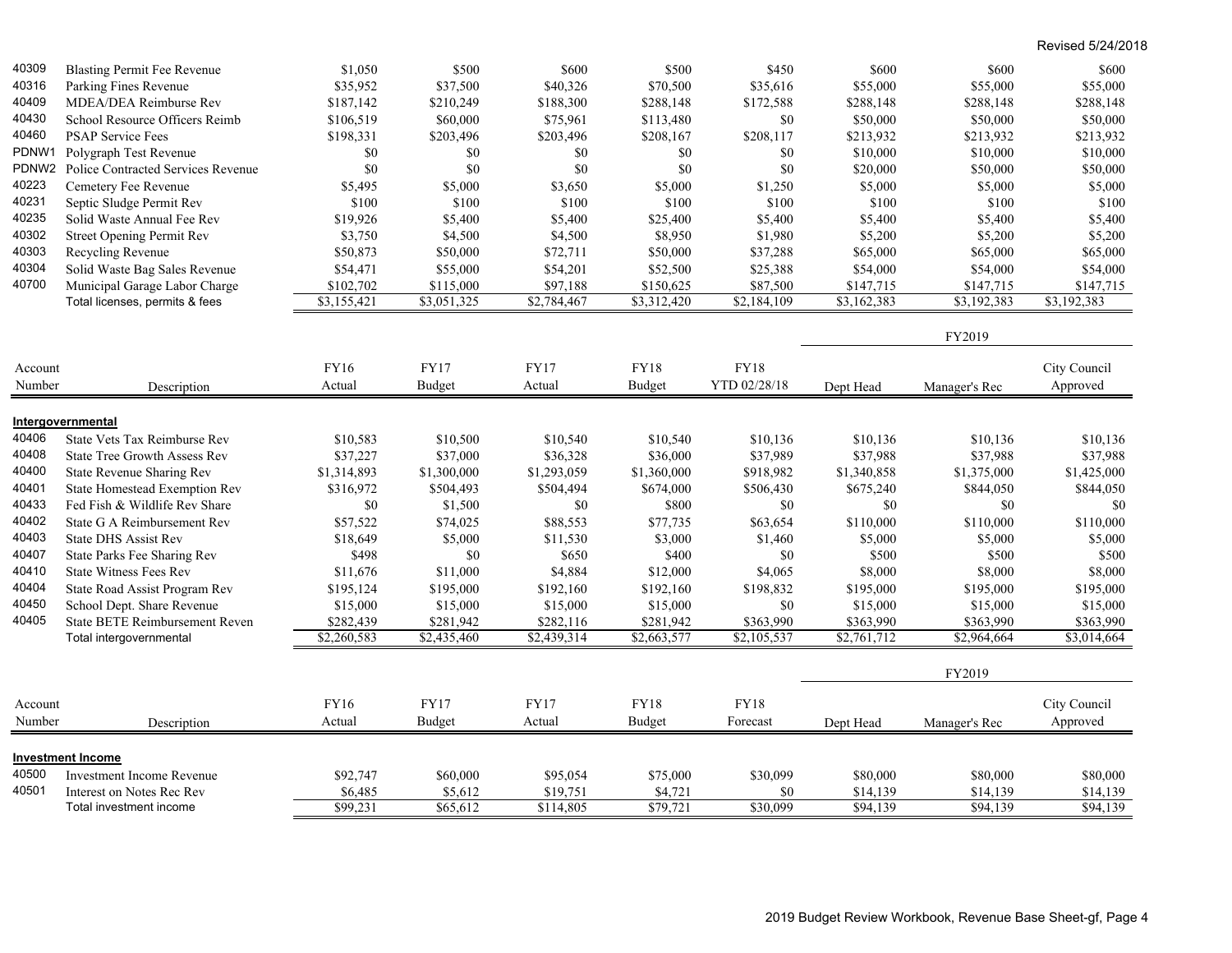Revised 5/24/2018

| | | | | | | | | | |
|---|---|---|---|---|---|---|---|---|---|
| 40309 | Blasting Permit Fee Revenue | $1,050 | $500 | $600 | $500 | $450 | $600 | $600 | $600 |
| 40316 | Parking Fines Revenue | $35,952 | $37,500 | $40,326 | $70,500 | $35,616 | $55,000 | $55,000 | $55,000 |
| 40409 | MDEA/DEA Reimburse Rev | $187,142 | $210,249 | $188,300 | $288,148 | $172,588 | $288,148 | $288,148 | $288,148 |
| 40430 | School Resource Officers Reimb | $106,519 | $60,000 | $75,961 | $113,480 | $0 | $50,000 | $50,000 | $50,000 |
| 40460 | PSAP Service Fees | $198,331 | $203,496 | $203,496 | $208,167 | $208,117 | $213,932 | $213,932 | $213,932 |
| PDNW1 | Polygraph Test Revenue | $0 | $0 | $0 | $0 | $0 | $10,000 | $10,000 | $10,000 |
| PDNW2 | Police Contracted Services Revenue | $0 | $0 | $0 | $0 | $0 | $20,000 | $50,000 | $50,000 |
| 40223 | Cemetery Fee Revenue | $5,495 | $5,000 | $3,650 | $5,000 | $1,250 | $5,000 | $5,000 | $5,000 |
| 40231 | Septic Sludge Permit Rev | $100 | $100 | $100 | $100 | $100 | $100 | $100 | $100 |
| 40235 | Solid Waste Annual Fee Rev | $19,926 | $5,400 | $5,400 | $25,400 | $5,400 | $5,400 | $5,400 | $5,400 |
| 40302 | Street Opening Permit Rev | $3,750 | $4,500 | $4,500 | $8,950 | $1,980 | $5,200 | $5,200 | $5,200 |
| 40303 | Recycling Revenue | $50,873 | $50,000 | $72,711 | $50,000 | $37,288 | $65,000 | $65,000 | $65,000 |
| 40304 | Solid Waste Bag Sales Revenue | $54,471 | $55,000 | $54,201 | $52,500 | $25,388 | $54,000 | $54,000 | $54,000 |
| 40700 | Municipal Garage Labor Charge | $102,702 | $115,000 | $97,188 | $150,625 | $87,500 | $147,715 | $147,715 | $147,715 |
| | Total licenses, permits & fees | $3,155,421 | $3,051,325 | $2,784,467 | $3,312,420 | $2,184,109 | $3,162,383 | $3,192,383 | $3,192,383 |

| | | | | | | | FY2019 | | |
|---|---|---|---|---|---|---|---|---|---|
| Account Number | Description | FY16 Actual | FY17 Budget | FY17 Actual | FY18 Budget | FY18 YTD 02/28/18 | Dept Head | Manager's Rec | City Council Approved |
| **Intergovernmental** | | | | | | | | | |
| 40406 | State Vets Tax Reimburse Rev | $10,583 | $10,500 | $10,540 | $10,540 | $10,136 | $10,136 | $10,136 | $10,136 |
| 40408 | State Tree Growth Assess Rev | $37,227 | $37,000 | $36,328 | $36,000 | $37,989 | $37,988 | $37,988 | $37,988 |
| 40400 | State Revenue Sharing Rev | $1,314,893 | $1,300,000 | $1,293,059 | $1,360,000 | $918,982 | $1,340,858 | $1,375,000 | $1,425,000 |
| 40401 | State Homestead Exemption Rev | $316,972 | $504,493 | $504,494 | $674,000 | $506,430 | $675,240 | $844,050 | $844,050 |
| 40433 | Fed Fish & Wildlife Rev Share | $0 | $1,500 | $0 | $800 | $0 | $0 | $0 | $0 |
| 40402 | State G A Reimbursement Rev | $57,522 | $74,025 | $88,553 | $77,735 | $63,654 | $110,000 | $110,000 | $110,000 |
| 40403 | State DHS Assist Rev | $18,649 | $5,000 | $11,530 | $3,000 | $1,460 | $5,000 | $5,000 | $5,000 |
| 40407 | State Parks Fee Sharing Rev | $498 | $0 | $650 | $400 | $0 | $500 | $500 | $500 |
| 40410 | State Witness Fees Rev | $11,676 | $11,000 | $4,884 | $12,000 | $4,065 | $8,000 | $8,000 | $8,000 |
| 40404 | State Road Assist Program Rev | $195,124 | $195,000 | $192,160 | $192,160 | $198,832 | $195,000 | $195,000 | $195,000 |
| 40450 | School Dept. Share Revenue | $15,000 | $15,000 | $15,000 | $15,000 | $0 | $15,000 | $15,000 | $15,000 |
| 40405 | State BETE Reimbursement Reven | $282,439 | $281,942 | $282,116 | $281,942 | $363,990 | $363,990 | $363,990 | $363,990 |
| | Total intergovernmental | $2,260,583 | $2,435,460 | $2,439,314 | $2,663,577 | $2,105,537 | $2,761,712 | $2,964,664 | $3,014,664 |

| | | | | | | | FY2019 | | |
|---|---|---|---|---|---|---|---|---|---|
| Account Number | Description | FY16 Actual | FY17 Budget | FY17 Actual | FY18 Budget | FY18 Forecast | Dept Head | Manager's Rec | City Council Approved |
| **Investment Income** | | | | | | | | | |
| 40500 | Investment Income Revenue | $92,747 | $60,000 | $95,054 | $75,000 | $30,099 | $80,000 | $80,000 | $80,000 |
| 40501 | Interest on Notes Rec Rev | $6,485 | $5,612 | $19,751 | $4,721 | $0 | $14,139 | $14,139 | $14,139 |
| | Total investment income | $99,231 | $65,612 | $114,805 | $79,721 | $30,099 | $94,139 | $94,139 | $94,139 |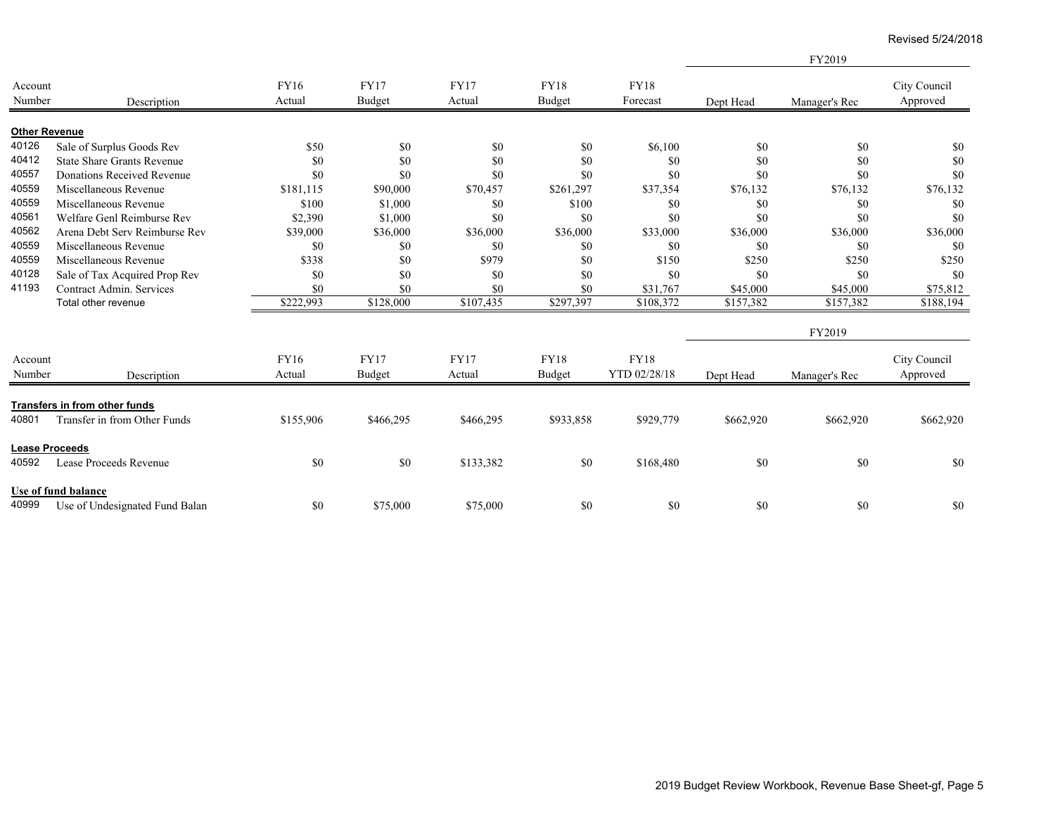Revised 5/24/2018

| Account Number | Description | FY16 Actual | FY17 Budget | FY17 Actual | FY18 Budget | FY18 Forecast | FY2019 Dept Head | FY2019 Manager's Rec | FY2019 City Council Approved |
|---|---|---|---|---|---|---|---|---|---|
| **Other Revenue** | | | | | | | | | |
| 40126 | Sale of Surplus Goods Rev | $50 | $0 | $0 | $0 | $6,100 | $0 | $0 | $0 |
| 40412 | State Share Grants Revenue | $0 | $0 | $0 | $0 | $0 | $0 | $0 | $0 |
| 40557 | Donations Received Revenue | $0 | $0 | $0 | $0 | $0 | $0 | $0 | $0 |
| 40559 | Miscellaneous Revenue | $181,115 | $90,000 | $70,457 | $261,297 | $37,354 | $76,132 | $76,132 | $76,132 |
| 40559 | Miscellaneous Revenue | $100 | $1,000 | $0 | $100 | $0 | $0 | $0 | $0 |
| 40561 | Welfare Genl Reimburse Rev | $2,390 | $1,000 | $0 | $0 | $0 | $0 | $0 | $0 |
| 40562 | Arena Debt Serv Reimburse Rev | $39,000 | $36,000 | $36,000 | $36,000 | $33,000 | $36,000 | $36,000 | $36,000 |
| 40559 | Miscellaneous Revenue | $0 | $0 | $0 | $0 | $0 | $0 | $0 | $0 |
| 40559 | Miscellaneous Revenue | $338 | $0 | $979 | $0 | $150 | $250 | $250 | $250 |
| 40128 | Sale of Tax Acquired Prop Rev | $0 | $0 | $0 | $0 | $0 | $0 | $0 | $0 |
| 41193 | Contract Admin. Services | $0 | $0 | $0 | $0 | $31,767 | $45,000 | $45,000 | $75,812 |
| | Total other revenue | $222,993 | $128,000 | $107,435 | $297,397 | $108,372 | $157,382 | $157,382 | $188,194 |

| Account Number | Description | FY16 Actual | FY17 Budget | FY17 Actual | FY18 Budget | FY18 YTD 02/28/18 | FY2019 Dept Head | FY2019 Manager's Rec | FY2019 City Council Approved |
|---|---|---|---|---|---|---|---|---|---|
| **Transfers in from other funds** | | | | | | | | | |
| 40801 | Transfer in from Other Funds | $155,906 | $466,295 | $466,295 | $933,858 | $929,779 | $662,920 | $662,920 | $662,920 |
| **Lease Proceeds** | | | | | | | | | |
| 40592 | Lease Proceeds Revenue | $0 | $0 | $133,382 | $0 | $168,480 | $0 | $0 | $0 |
| **Use of fund balance** | | | | | | | | | |
| 40999 | Use of Undesignated Fund Balan | $0 | $75,000 | $75,000 | $0 | $0 | $0 | $0 | $0 |

2019 Budget Review Workbook, Revenue Base Sheet-gf, Page 5